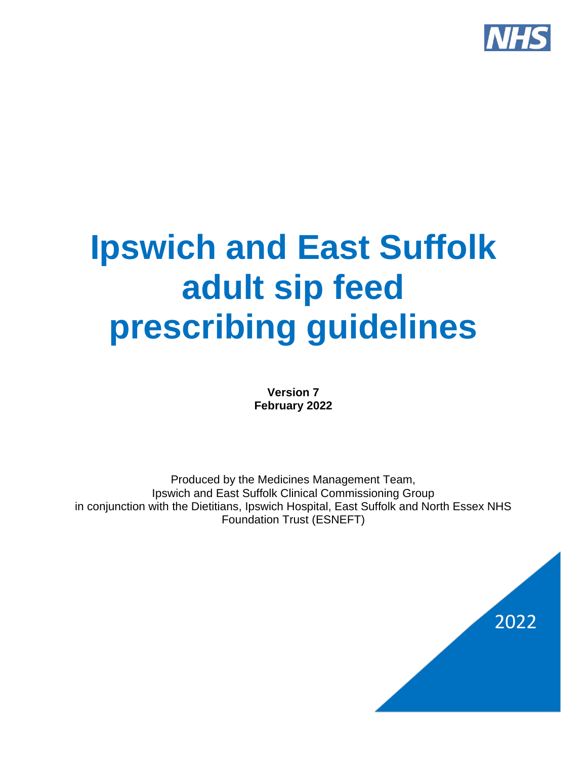NHS

# Ipswich and East Suffolk adult sip feed prescribing guidelines

**Version 7**
**February 2022**

Produced by the Medicines Management Team,
Ipswich and East Suffolk Clinical Commissioning Group
in conjunction with the Dietitians, Ipswich Hospital, East Suffolk and North Essex NHS Foundation Trust (ESNEFT)

2022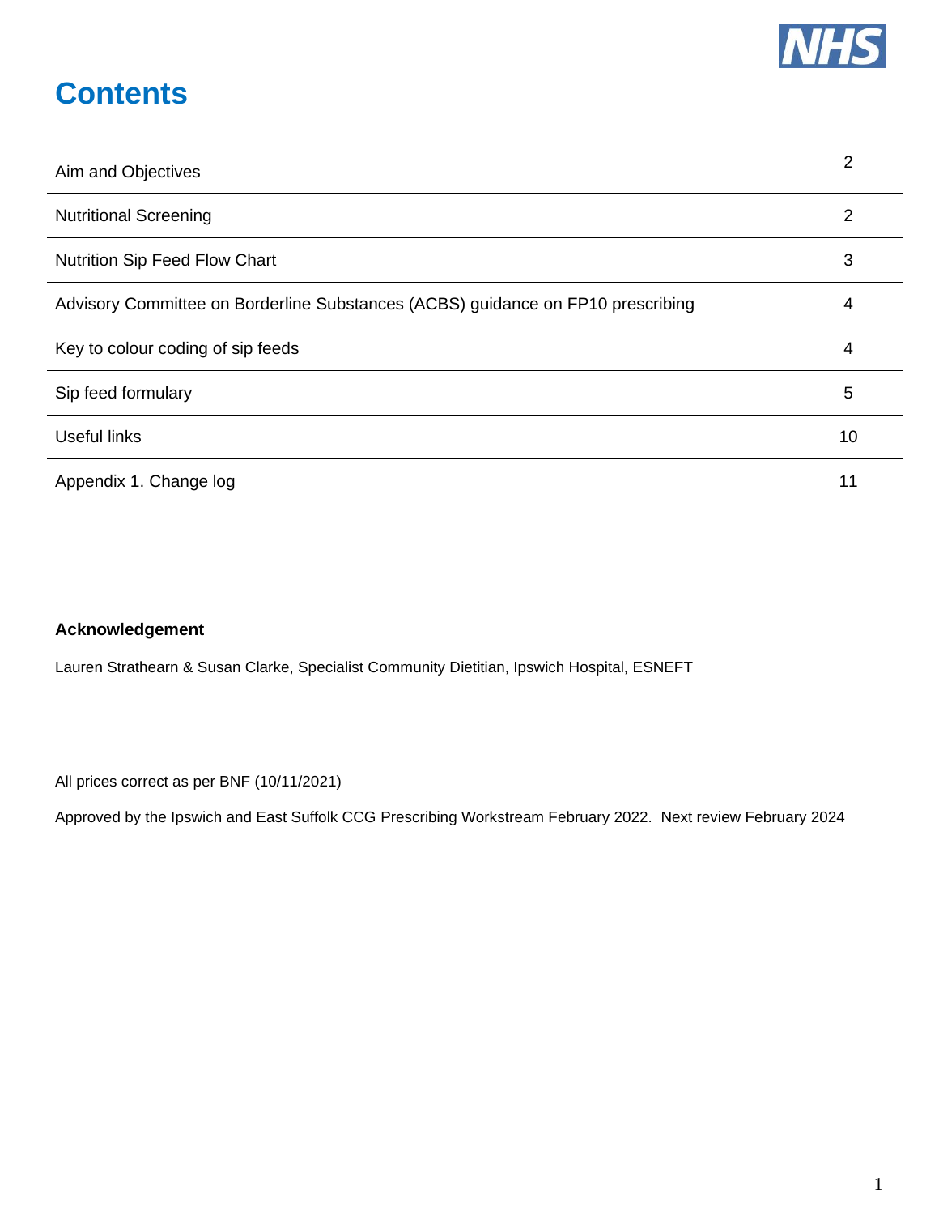# Contents

| | |
|---|---|
| Aim and Objectives | 2 |
| Nutritional Screening | 2 |
| Nutrition Sip Feed Flow Chart | 3 |
| Advisory Committee on Borderline Substances (ACBS) guidance on FP10 prescribing | 4 |
| Key to colour coding of sip feeds | 4 |
| Sip feed formulary | 5 |
| Useful links | 10 |
| Appendix 1. Change log | 11 |

**Acknowledgement**

Lauren Strathearn & Susan Clarke, Specialist Community Dietitian, Ipswich Hospital, ESNEFT

All prices correct as per BNF (10/11/2021)

Approved by the Ipswich and East Suffolk CCG Prescribing Workstream February 2022. Next review February 2024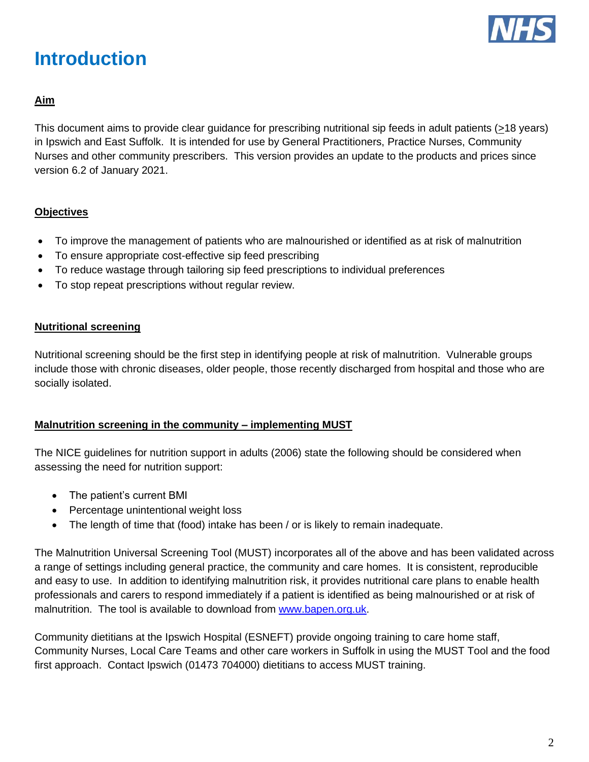# Introduction

**Aim**

This document aims to provide clear guidance for prescribing nutritional sip feeds in adult patients (≥18 years) in Ipswich and East Suffolk. It is intended for use by General Practitioners, Practice Nurses, Community Nurses and other community prescribers. This version provides an update to the products and prices since version 6.2 of January 2021.

**Objectives**

- To improve the management of patients who are malnourished or identified as at risk of malnutrition
- To ensure appropriate cost-effective sip feed prescribing
- To reduce wastage through tailoring sip feed prescriptions to individual preferences
- To stop repeat prescriptions without regular review.

**Nutritional screening**

Nutritional screening should be the first step in identifying people at risk of malnutrition. Vulnerable groups include those with chronic diseases, older people, those recently discharged from hospital and those who are socially isolated.

**Malnutrition screening in the community – implementing MUST**

The NICE guidelines for nutrition support in adults (2006) state the following should be considered when assessing the need for nutrition support:

- The patient's current BMI
- Percentage unintentional weight loss
- The length of time that (food) intake has been / or is likely to remain inadequate.

The Malnutrition Universal Screening Tool (MUST) incorporates all of the above and has been validated across a range of settings including general practice, the community and care homes. It is consistent, reproducible and easy to use. In addition to identifying malnutrition risk, it provides nutritional care plans to enable health professionals and carers to respond immediately if a patient is identified as being malnourished or at risk of malnutrition. The tool is available to download from [www.bapen.org.uk](http://www.bapen.org.uk).

Community dietitians at the Ipswich Hospital (ESNEFT) provide ongoing training to care home staff, Community Nurses, Local Care Teams and other care workers in Suffolk in using the MUST Tool and the food first approach. Contact Ipswich (01473 704000) dietitians to access MUST training.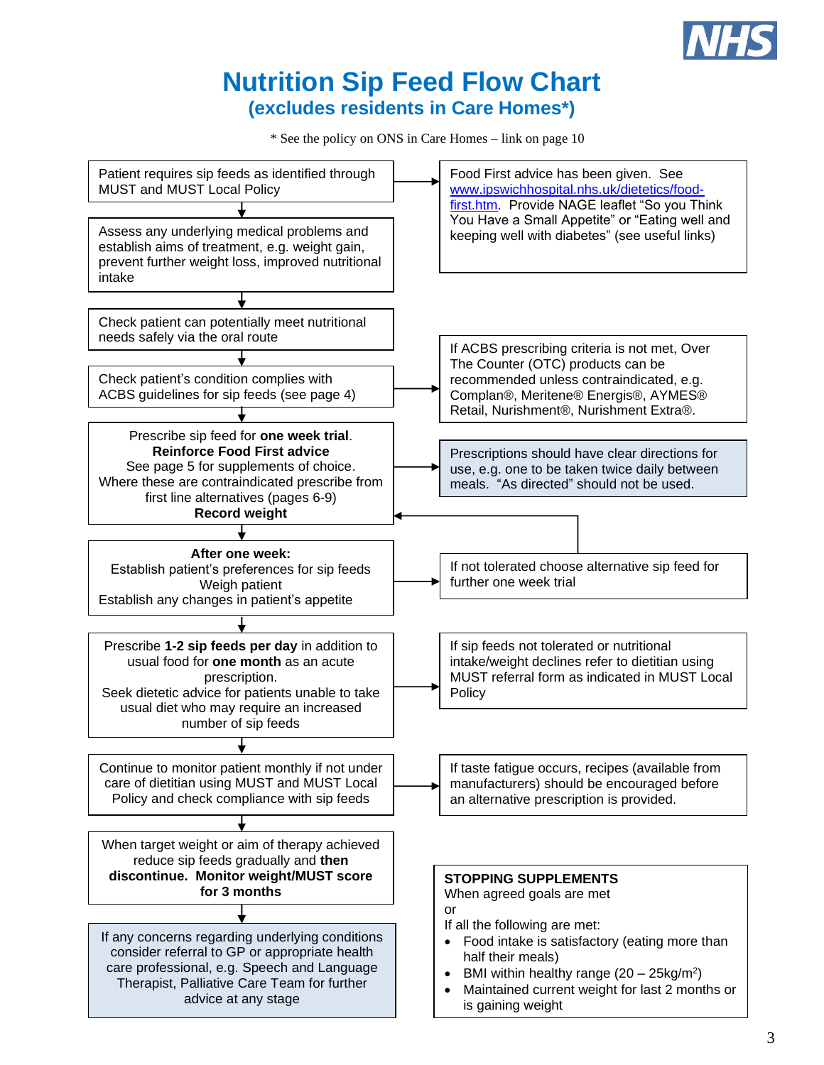# Nutrition Sip Feed Flow Chart

## (excludes residents in Care Homes*)

\* See the policy on ONS in Care Homes – link on page 10

Patient requires sip feeds as identified through MUST and MUST Local Policy

→ Food First advice has been given. See www.ipswichhospital.nhs.uk/dietetics/food-first.htm. Provide NAGE leaflet "So you Think You Have a Small Appetite" or "Eating well and keeping well with diabetes" (see useful links)

↓

Assess any underlying medical problems and establish aims of treatment, e.g. weight gain, prevent further weight loss, improved nutritional intake

↓

Check patient can potentially meet nutritional needs safely via the oral route

↓

Check patient's condition complies with ACBS guidelines for sip feeds (see page 4)

→ If ACBS prescribing criteria is not met, Over The Counter (OTC) products can be recommended unless contraindicated, e.g. Complan®, Meritene® Energis®, AYMES® Retail, Nurishment®, Nurishment Extra®.

↓

Prescribe sip feed for **one week trial**.
**Reinforce Food First advice**
See page 5 for supplements of choice.
Where these are contraindicated prescribe from first line alternatives (pages 6-9)
**Record weight**

→ Prescriptions should have clear directions for use, e.g. one to be taken twice daily between meals. "As directed" should not be used.

↓

**After one week:**
Establish patient's preferences for sip feeds
Weigh patient
Establish any changes in patient's appetite

→ If not tolerated choose alternative sip feed for further one week trial (→ returns to "Prescribe sip feed for one week trial")

↓

Prescribe **1-2 sip feeds per day** in addition to usual food for **one month** as an acute prescription.
Seek dietetic advice for patients unable to take usual diet who may require an increased number of sip feeds

→ If sip feeds not tolerated or nutritional intake/weight declines refer to dietitian using MUST referral form as indicated in MUST Local Policy

↓

Continue to monitor patient monthly if not under care of dietitian using MUST and MUST Local Policy and check compliance with sip feeds

→ If taste fatigue occurs, recipes (available from manufacturers) should be encouraged before an alternative prescription is provided.

↓

When target weight or aim of therapy achieved reduce sip feeds gradually and **then discontinue. Monitor weight/MUST score for 3 months**

↓

If any concerns regarding underlying conditions consider referral to GP or appropriate health care professional, e.g. Speech and Language Therapist, Palliative Care Team for further advice at any stage

**STOPPING SUPPLEMENTS**
When agreed goals are met
or
If all the following are met:

- Food intake is satisfactory (eating more than half their meals)
- BMI within healthy range (20 – 25kg/$m^2$)
- Maintained current weight for last 2 months or is gaining weight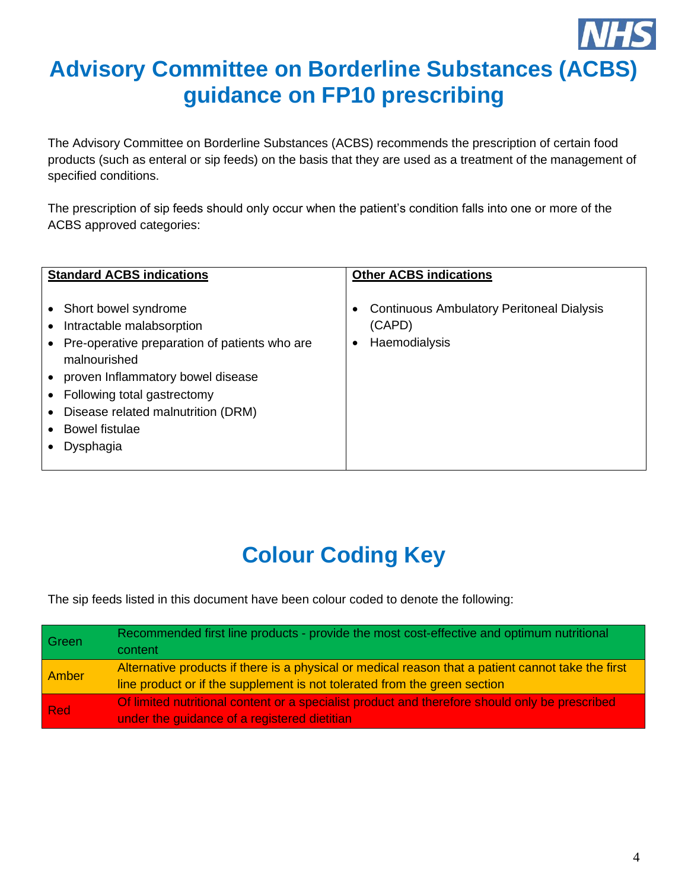# Advisory Committee on Borderline Substances (ACBS) guidance on FP10 prescribing

The Advisory Committee on Borderline Substances (ACBS) recommends the prescription of certain food products (such as enteral or sip feeds) on the basis that they are used as a treatment of the management of specified conditions.

The prescription of sip feeds should only occur when the patient's condition falls into one or more of the ACBS approved categories:

| **Standard ACBS indications** | **Other ACBS indications** |
|---|---|
| • Short bowel syndrome<br>• Intractable malabsorption<br>• Pre-operative preparation of patients who are malnourished<br>• proven Inflammatory bowel disease<br>• Following total gastrectomy<br>• Disease related malnutrition (DRM)<br>• Bowel fistulae<br>• Dysphagia | • Continuous Ambulatory Peritoneal Dialysis (CAPD)<br>• Haemodialysis |

# Colour Coding Key

The sip feeds listed in this document have been colour coded to denote the following:

| | |
|---|---|
| Green | Recommended first line products - provide the most cost-effective and optimum nutritional content |
| Amber | Alternative products if there is a physical or medical reason that a patient cannot take the first line product or if the supplement is not tolerated from the green section |
| Red | Of limited nutritional content or a specialist product and therefore should only be prescribed under the guidance of a registered dietitian |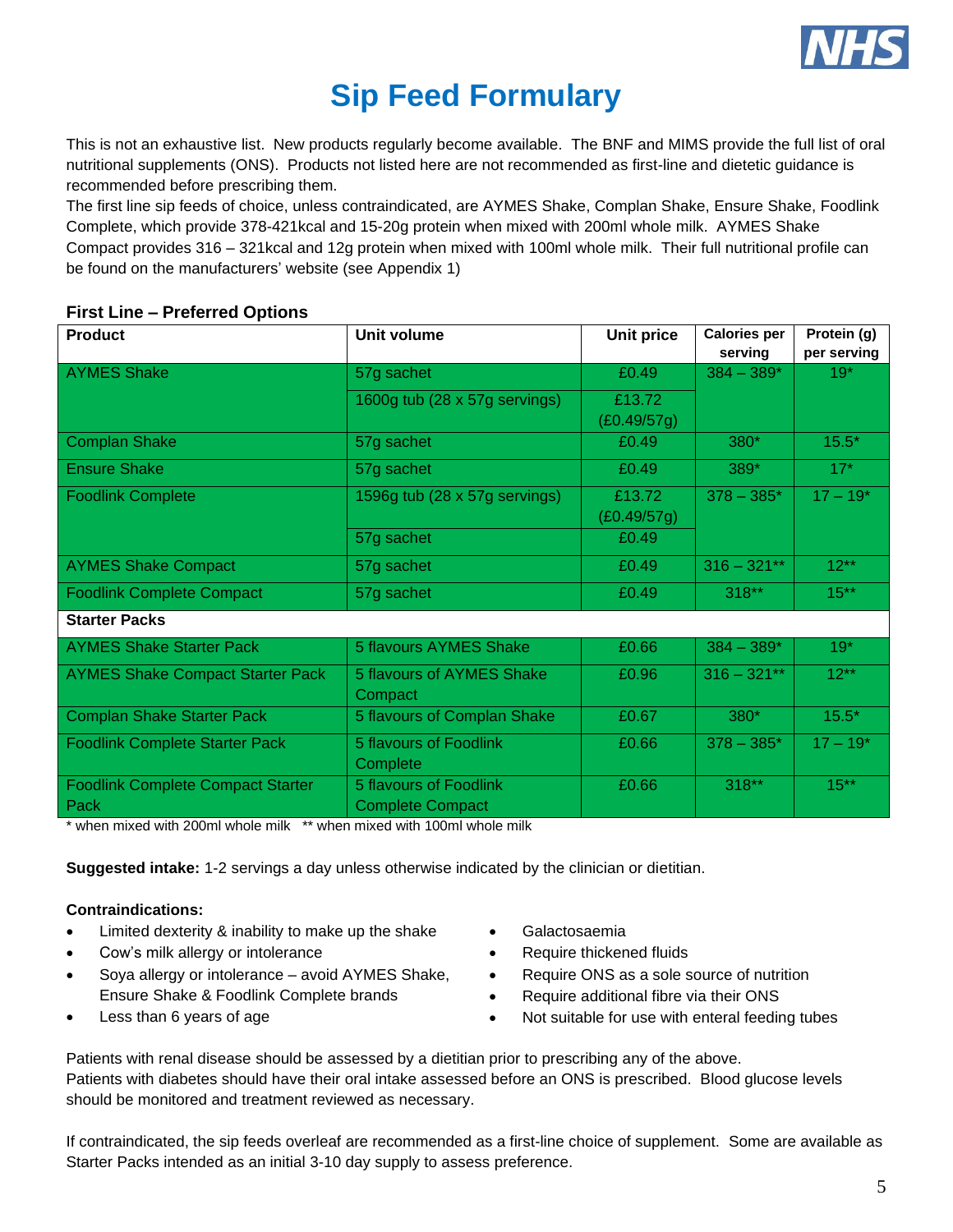# Sip Feed Formulary

This is not an exhaustive list. New products regularly become available. The BNF and MIMS provide the full list of oral nutritional supplements (ONS). Products not listed here are not recommended as first-line and dietetic guidance is recommended before prescribing them.

The first line sip feeds of choice, unless contraindicated, are AYMES Shake, Complan Shake, Ensure Shake, Foodlink Complete, which provide 378-421kcal and 15-20g protein when mixed with 200ml whole milk. AYMES Shake Compact provides 316 – 321kcal and 12g protein when mixed with 100ml whole milk. Their full nutritional profile can be found on the manufacturers' website (see Appendix 1)

## First Line – Preferred Options

| Product | Unit volume | Unit price | Calories per serving | Protein (g) per serving |
|---|---|---|---|---|
| AYMES Shake | 57g sachet | £0.49 | 384 – 389* | 19* |
| | 1600g tub (28 x 57g servings) | £13.72 (£0.49/57g) | | |
| Complan Shake | 57g sachet | £0.49 | 380* | 15.5* |
| Ensure Shake | 57g sachet | £0.49 | 389* | 17* |
| Foodlink Complete | 1596g tub (28 x 57g servings) | £13.72 (£0.49/57g) | 378 – 385* | 17 – 19* |
| | 57g sachet | £0.49 | | |
| AYMES Shake Compact | 57g sachet | £0.49 | 316 – 321** | 12** |
| Foodlink Complete Compact | 57g sachet | £0.49 | 318** | 15** |
| **Starter Packs** | | | | |
| AYMES Shake Starter Pack | 5 flavours AYMES Shake | £0.66 | 384 – 389* | 19* |
| AYMES Shake Compact Starter Pack | 5 flavours of AYMES Shake Compact | £0.96 | 316 – 321** | 12** |
| Complan Shake Starter Pack | 5 flavours of Complan Shake | £0.67 | 380* | 15.5* |
| Foodlink Complete Starter Pack | 5 flavours of Foodlink Complete | £0.66 | 378 – 385* | 17 – 19* |
| Foodlink Complete Compact Starter Pack | 5 flavours of Foodlink Complete Compact | £0.66 | 318** | 15** |

\* when mixed with 200ml whole milk ** when mixed with 100ml whole milk

**Suggested intake:** 1-2 servings a day unless otherwise indicated by the clinician or dietitian.

**Contraindications:**

- Limited dexterity & inability to make up the shake
- Cow's milk allergy or intolerance
- Soya allergy or intolerance – avoid AYMES Shake, Ensure Shake & Foodlink Complete brands
- Less than 6 years of age
- Galactosaemia
- Require thickened fluids
- Require ONS as a sole source of nutrition
- Require additional fibre via their ONS
- Not suitable for use with enteral feeding tubes

Patients with renal disease should be assessed by a dietitian prior to prescribing any of the above.
Patients with diabetes should have their oral intake assessed before an ONS is prescribed. Blood glucose levels should be monitored and treatment reviewed as necessary.

If contraindicated, the sip feeds overleaf are recommended as a first-line choice of supplement. Some are available as Starter Packs intended as an initial 3-10 day supply to assess preference.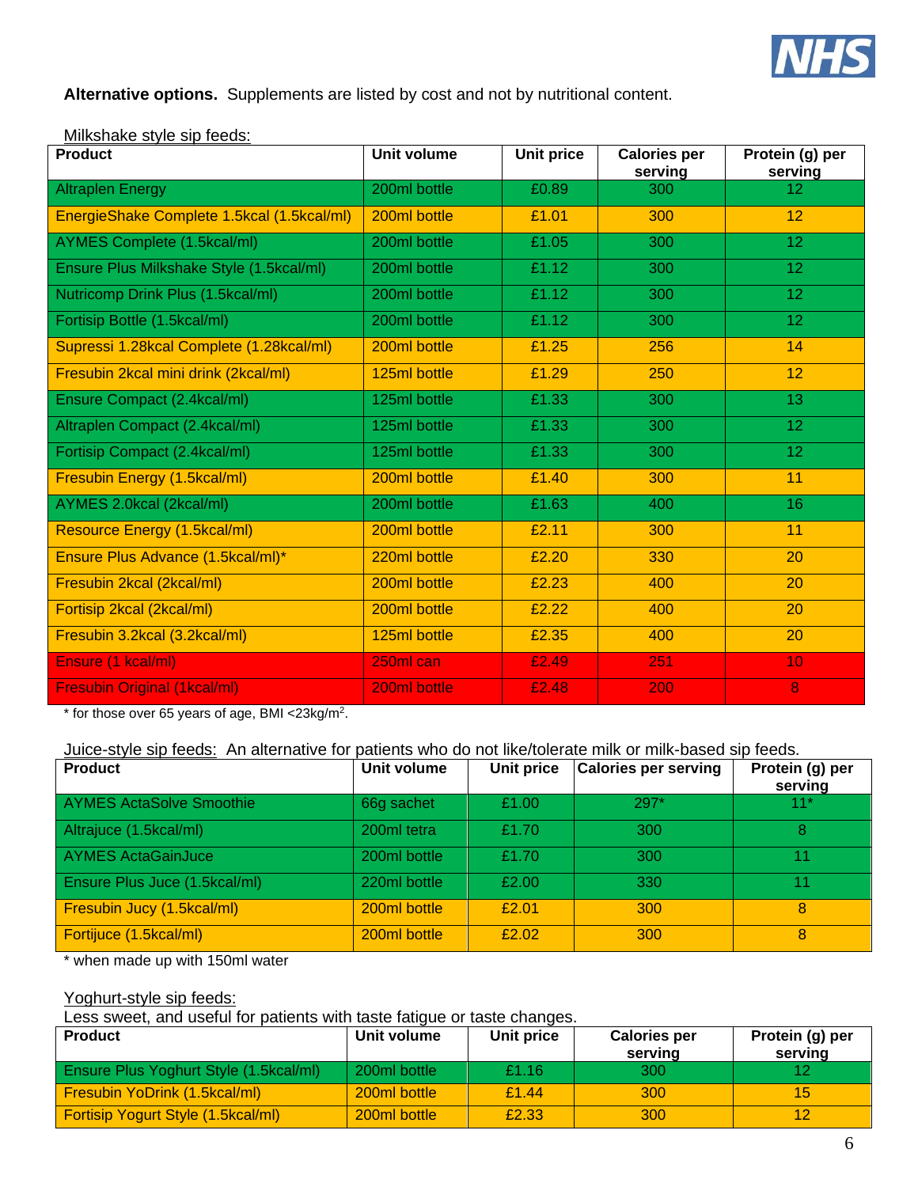**Alternative options.** Supplements are listed by cost and not by nutritional content.

Milkshake style sip feeds:

| Product | Unit volume | Unit price | Calories per serving | Protein (g) per serving |
|---|---|---|---|---|
| Altraplen Energy | 200ml bottle | £0.89 | 300 | 12 |
| EnergieShake Complete 1.5kcal (1.5kcal/ml) | 200ml bottle | £1.01 | 300 | 12 |
| AYMES Complete (1.5kcal/ml) | 200ml bottle | £1.05 | 300 | 12 |
| Ensure Plus Milkshake Style (1.5kcal/ml) | 200ml bottle | £1.12 | 300 | 12 |
| Nutricomp Drink Plus (1.5kcal/ml) | 200ml bottle | £1.12 | 300 | 12 |
| Fortisip Bottle (1.5kcal/ml) | 200ml bottle | £1.12 | 300 | 12 |
| Supressi 1.28kcal Complete (1.28kcal/ml) | 200ml bottle | £1.25 | 256 | 14 |
| Fresubin 2kcal mini drink (2kcal/ml) | 125ml bottle | £1.29 | 250 | 12 |
| Ensure Compact (2.4kcal/ml) | 125ml bottle | £1.33 | 300 | 13 |
| Altraplen Compact (2.4kcal/ml) | 125ml bottle | £1.33 | 300 | 12 |
| Fortisip Compact (2.4kcal/ml) | 125ml bottle | £1.33 | 300 | 12 |
| Fresubin Energy (1.5kcal/ml) | 200ml bottle | £1.40 | 300 | 11 |
| AYMES 2.0kcal (2kcal/ml) | 200ml bottle | £1.63 | 400 | 16 |
| Resource Energy (1.5kcal/ml) | 200ml bottle | £2.11 | 300 | 11 |
| Ensure Plus Advance (1.5kcal/ml)* | 220ml bottle | £2.20 | 330 | 20 |
| Fresubin 2kcal (2kcal/ml) | 200ml bottle | £2.23 | 400 | 20 |
| Fortisip 2kcal (2kcal/ml) | 200ml bottle | £2.22 | 400 | 20 |
| Fresubin 3.2kcal (3.2kcal/ml) | 125ml bottle | £2.35 | 400 | 20 |
| Ensure (1 kcal/ml) | 250ml can | £2.49 | 251 | 10 |
| Fresubin Original (1kcal/ml) | 200ml bottle | £2.48 | 200 | 8 |

\* for those over 65 years of age, BMI <23kg/$m^2$.

Juice-style sip feeds: An alternative for patients who do not like/tolerate milk or milk-based sip feeds.

| Product | Unit volume | Unit price | Calories per serving | Protein (g) per serving |
|---|---|---|---|---|
| AYMES ActaSolve Smoothie | 66g sachet | £1.00 | 297* | 11* |
| Altrajuce (1.5kcal/ml) | 200ml tetra | £1.70 | 300 | 8 |
| AYMES ActaGainJuce | 200ml bottle | £1.70 | 300 | 11 |
| Ensure Plus Juce (1.5kcal/ml) | 220ml bottle | £2.00 | 330 | 11 |
| Fresubin Jucy (1.5kcal/ml) | 200ml bottle | £2.01 | 300 | 8 |
| Fortijuce (1.5kcal/ml) | 200ml bottle | £2.02 | 300 | 8 |

\* when made up with 150ml water

Yoghurt-style sip feeds:
Less sweet, and useful for patients with taste fatigue or taste changes.

| Product | Unit volume | Unit price | Calories per serving | Protein (g) per serving |
|---|---|---|---|---|
| Ensure Plus Yoghurt Style (1.5kcal/ml) | 200ml bottle | £1.16 | 300 | 12 |
| Fresubin YoDrink (1.5kcal/ml) | 200ml bottle | £1.44 | 300 | 15 |
| Fortisip Yogurt Style (1.5kcal/ml) | 200ml bottle | £2.33 | 300 | 12 |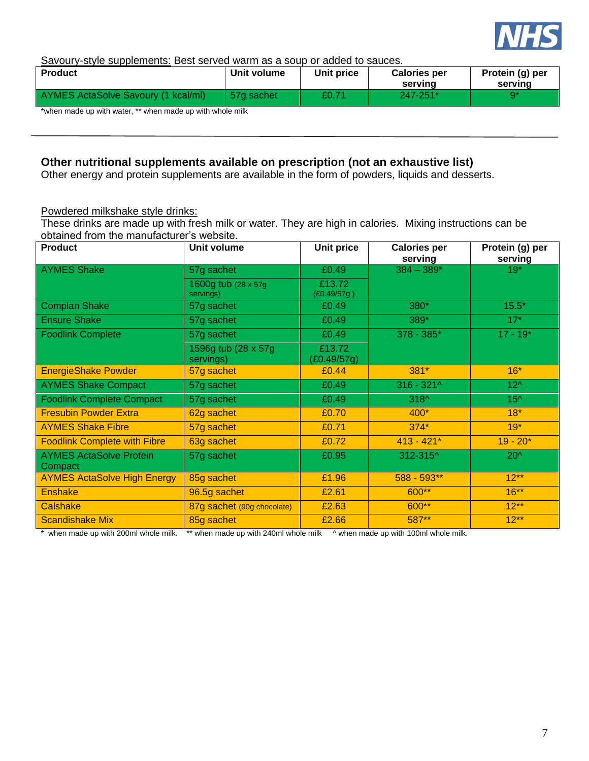Savoury-style supplements: Best served warm as a soup or added to sauces.

| Product | Unit volume | Unit price | Calories per serving | Protein (g) per serving |
|---|---|---|---|---|
| AYMES ActaSolve Savoury (1 kcal/ml) | 57g sachet | £0.71 | 247-251* | 9* |

*when made up with water, ** when made up with whole milk

---

**Other nutritional supplements available on prescription (not an exhaustive list)**

Other energy and protein supplements are available in the form of powders, liquids and desserts.

Powdered milkshake style drinks:

These drinks are made up with fresh milk or water. They are high in calories. Mixing instructions can be obtained from the manufacturer's website.

| Product | Unit volume | Unit price | Calories per serving | Protein (g) per serving |
|---|---|---|---|---|
| AYMES Shake | 57g sachet | £0.49 | 384 – 389* | 19* |
| | 1600g tub (28 x 57g servings) | £13.72 (£0.49/57g ) | | |
| Complan Shake | 57g sachet | £0.49 | 380* | 15.5* |
| Ensure Shake | 57g sachet | £0.49 | 389* | 17* |
| Foodlink Complete | 57g sachet | £0.49 | 378 - 385* | 17 - 19* |
| | 1596g tub (28 x 57g servings) | £13.72 (£0.49/57g) | | |
| EnergieShake Powder | 57g sachet | £0.44 | 381* | 16* |
| AYMES Shake Compact | 57g sachet | £0.49 | 316 - 321^ | 12^ |
| Foodlink Complete Compact | 57g sachet | £0.49 | 318^ | 15^ |
| Fresubin Powder Extra | 62g sachet | £0.70 | 400* | 18* |
| AYMES Shake Fibre | 57g sachet | £0.71 | 374* | 19* |
| Foodlink Complete with Fibre | 63g sachet | £0.72 | 413 - 421* | 19 - 20* |
| AYMES ActaSolve Protein Compact | 57g sachet | £0.95 | 312-315^ | 20^ |
| AYMES ActaSolve High Energy | 85g sachet | £1.96 | 588 - 593** | 12** |
| Enshake | 96.5g sachet | £2.61 | 600** | 16** |
| Calshake | 87g sachet (90g chocolate) | £2.63 | 600** | 12** |
| Scandishake Mix | 85g sachet | £2.66 | 587** | 12** |

\* when made up with 200ml whole milk. ** when made up with 240ml whole milk ^ when made up with 100ml whole milk.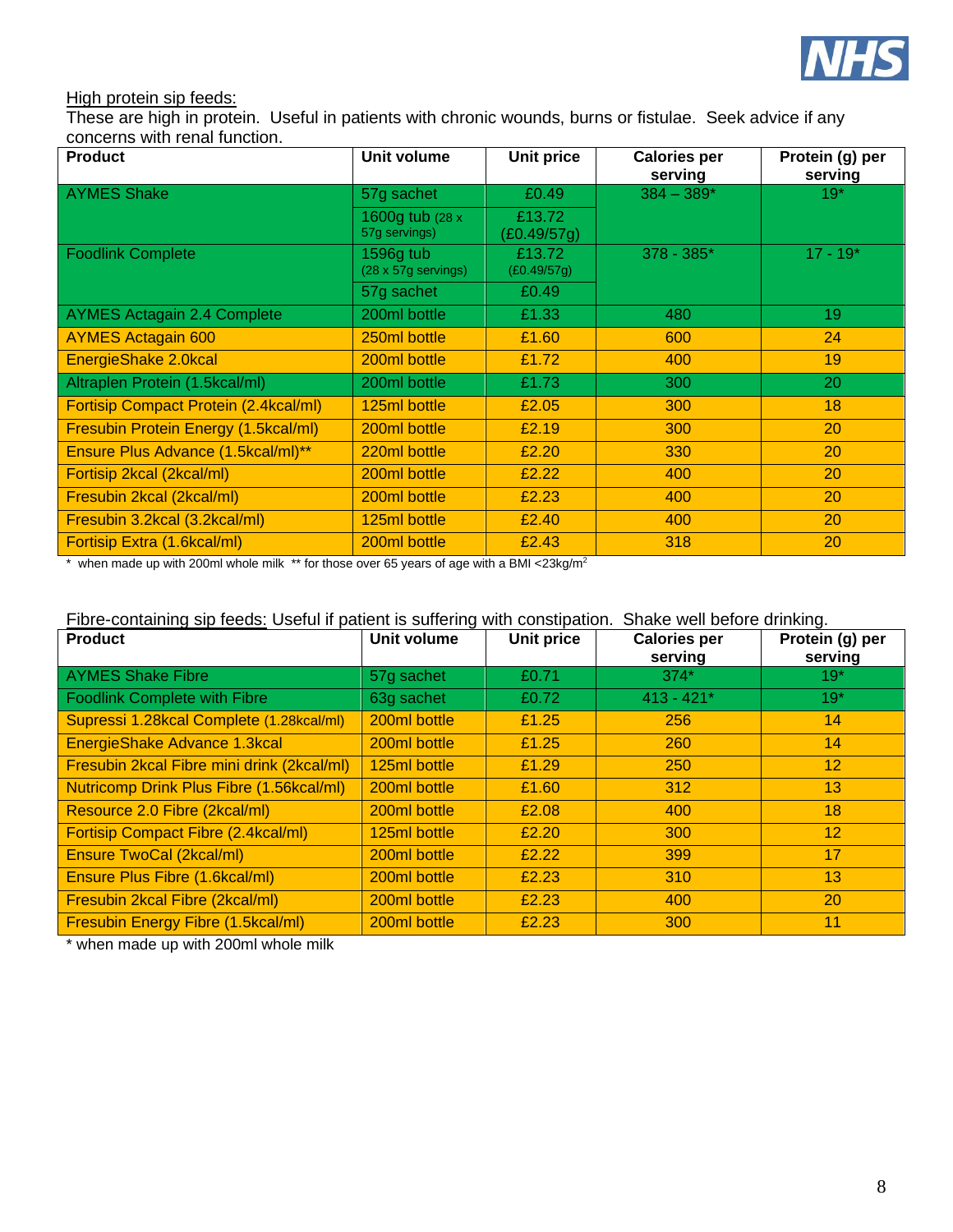High protein sip feeds:

These are high in protein. Useful in patients with chronic wounds, burns or fistulae. Seek advice if any concerns with renal function.

| Product | Unit volume | Unit price | Calories per serving | Protein (g) per serving |
|---|---|---|---|---|
| AYMES Shake | 57g sachet | £0.49 | 384 – 389* | 19* |
| | 1600g tub (28 x 57g servings) | £13.72 (£0.49/57g) | | |
| Foodlink Complete | 1596g tub (28 x 57g servings) | £13.72 (£0.49/57g) | 378 - 385* | 17 - 19* |
| | 57g sachet | £0.49 | | |
| AYMES Actagain 2.4 Complete | 200ml bottle | £1.33 | 480 | 19 |
| AYMES Actagain 600 | 250ml bottle | £1.60 | 600 | 24 |
| EnergieShake 2.0kcal | 200ml bottle | £1.72 | 400 | 19 |
| Altraplen Protein (1.5kcal/ml) | 200ml bottle | £1.73 | 300 | 20 |
| Fortisip Compact Protein (2.4kcal/ml) | 125ml bottle | £2.05 | 300 | 18 |
| Fresubin Protein Energy (1.5kcal/ml) | 200ml bottle | £2.19 | 300 | 20 |
| Ensure Plus Advance (1.5kcal/ml)** | 220ml bottle | £2.20 | 330 | 20 |
| Fortisip 2kcal (2kcal/ml) | 200ml bottle | £2.22 | 400 | 20 |
| Fresubin 2kcal (2kcal/ml) | 200ml bottle | £2.23 | 400 | 20 |
| Fresubin 3.2kcal (3.2kcal/ml) | 125ml bottle | £2.40 | 400 | 20 |
| Fortisip Extra (1.6kcal/ml) | 200ml bottle | £2.43 | 318 | 20 |

\* when made up with 200ml whole milk ** for those over 65 years of age with a BMI <23kg/m$^2$

Fibre-containing sip feeds: Useful if patient is suffering with constipation. Shake well before drinking.

| Product | Unit volume | Unit price | Calories per serving | Protein (g) per serving |
|---|---|---|---|---|
| AYMES Shake Fibre | 57g sachet | £0.71 | 374* | 19* |
| Foodlink Complete with Fibre | 63g sachet | £0.72 | 413 - 421* | 19* |
| Supressi 1.28kcal Complete (1.28kcal/ml) | 200ml bottle | £1.25 | 256 | 14 |
| EnergieShake Advance 1.3kcal | 200ml bottle | £1.25 | 260 | 14 |
| Fresubin 2kcal Fibre mini drink (2kcal/ml) | 125ml bottle | £1.29 | 250 | 12 |
| Nutricomp Drink Plus Fibre (1.56kcal/ml) | 200ml bottle | £1.60 | 312 | 13 |
| Resource 2.0 Fibre (2kcal/ml) | 200ml bottle | £2.08 | 400 | 18 |
| Fortisip Compact Fibre (2.4kcal/ml) | 125ml bottle | £2.20 | 300 | 12 |
| Ensure TwoCal (2kcal/ml) | 200ml bottle | £2.22 | 399 | 17 |
| Ensure Plus Fibre (1.6kcal/ml) | 200ml bottle | £2.23 | 310 | 13 |
| Fresubin 2kcal Fibre (2kcal/ml) | 200ml bottle | £2.23 | 400 | 20 |
| Fresubin Energy Fibre (1.5kcal/ml) | 200ml bottle | £2.23 | 300 | 11 |

\* when made up with 200ml whole milk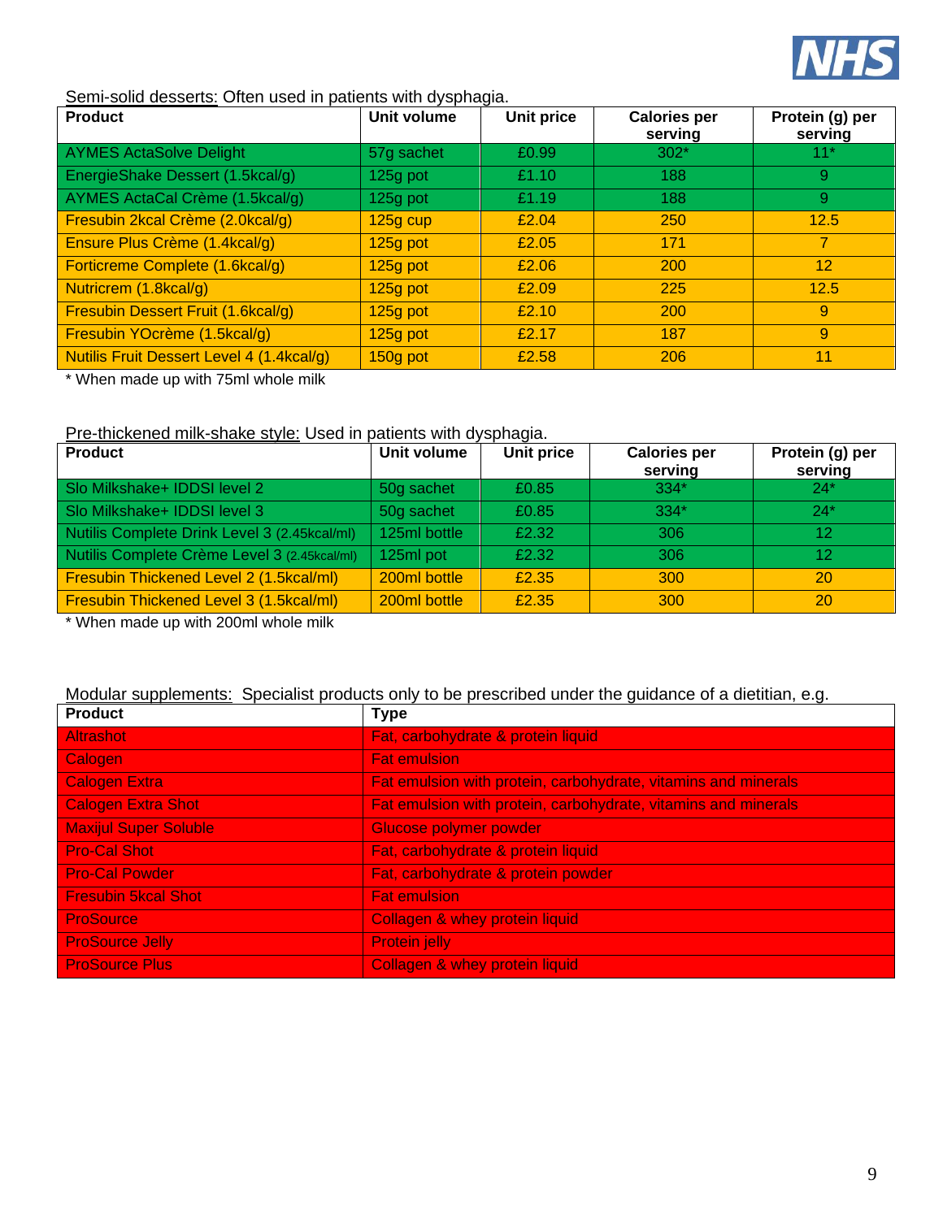Semi-solid desserts: Often used in patients with dysphagia.

| Product | Unit volume | Unit price | Calories per serving | Protein (g) per serving |
|---|---|---|---|---|
| AYMES ActaSolve Delight | 57g sachet | £0.99 | 302* | 11* |
| EnergieShake Dessert (1.5kcal/g) | 125g pot | £1.10 | 188 | 9 |
| AYMES ActaCal Crème (1.5kcal/g) | 125g pot | £1.19 | 188 | 9 |
| Fresubin 2kcal Crème (2.0kcal/g) | 125g cup | £2.04 | 250 | 12.5 |
| Ensure Plus Crème (1.4kcal/g) | 125g pot | £2.05 | 171 | 7 |
| Forticreme Complete (1.6kcal/g) | 125g pot | £2.06 | 200 | 12 |
| Nutricrem (1.8kcal/g) | 125g pot | £2.09 | 225 | 12.5 |
| Fresubin Dessert Fruit (1.6kcal/g) | 125g pot | £2.10 | 200 | 9 |
| Fresubin YOcrème (1.5kcal/g) | 125g pot | £2.17 | 187 | 9 |
| Nutilis Fruit Dessert Level 4 (1.4kcal/g) | 150g pot | £2.58 | 206 | 11 |

* When made up with 75ml whole milk

Pre-thickened milk-shake style: Used in patients with dysphagia.

| Product | Unit volume | Unit price | Calories per serving | Protein (g) per serving |
|---|---|---|---|---|
| Slo Milkshake+ IDDSI level 2 | 50g sachet | £0.85 | 334* | 24* |
| Slo Milkshake+ IDDSI level 3 | 50g sachet | £0.85 | 334* | 24* |
| Nutilis Complete Drink Level 3 (2.45kcal/ml) | 125ml bottle | £2.32 | 306 | 12 |
| Nutilis Complete Crème Level 3 (2.45kcal/ml) | 125ml pot | £2.32 | 306 | 12 |
| Fresubin Thickened Level 2 (1.5kcal/ml) | 200ml bottle | £2.35 | 300 | 20 |
| Fresubin Thickened Level 3 (1.5kcal/ml) | 200ml bottle | £2.35 | 300 | 20 |

* When made up with 200ml whole milk

Modular supplements: Specialist products only to be prescribed under the guidance of a dietitian, e.g.

| Product | Type |
|---|---|
| Altrashot | Fat, carbohydrate & protein liquid |
| Calogen | Fat emulsion |
| Calogen Extra | Fat emulsion with protein, carbohydrate, vitamins and minerals |
| Calogen Extra Shot | Fat emulsion with protein, carbohydrate, vitamins and minerals |
| Maxijul Super Soluble | Glucose polymer powder |
| Pro-Cal Shot | Fat, carbohydrate & protein liquid |
| Pro-Cal Powder | Fat, carbohydrate & protein powder |
| Fresubin 5kcal Shot | Fat emulsion |
| ProSource | Collagen & whey protein liquid |
| ProSource Jelly | Protein jelly |
| ProSource Plus | Collagen & whey protein liquid |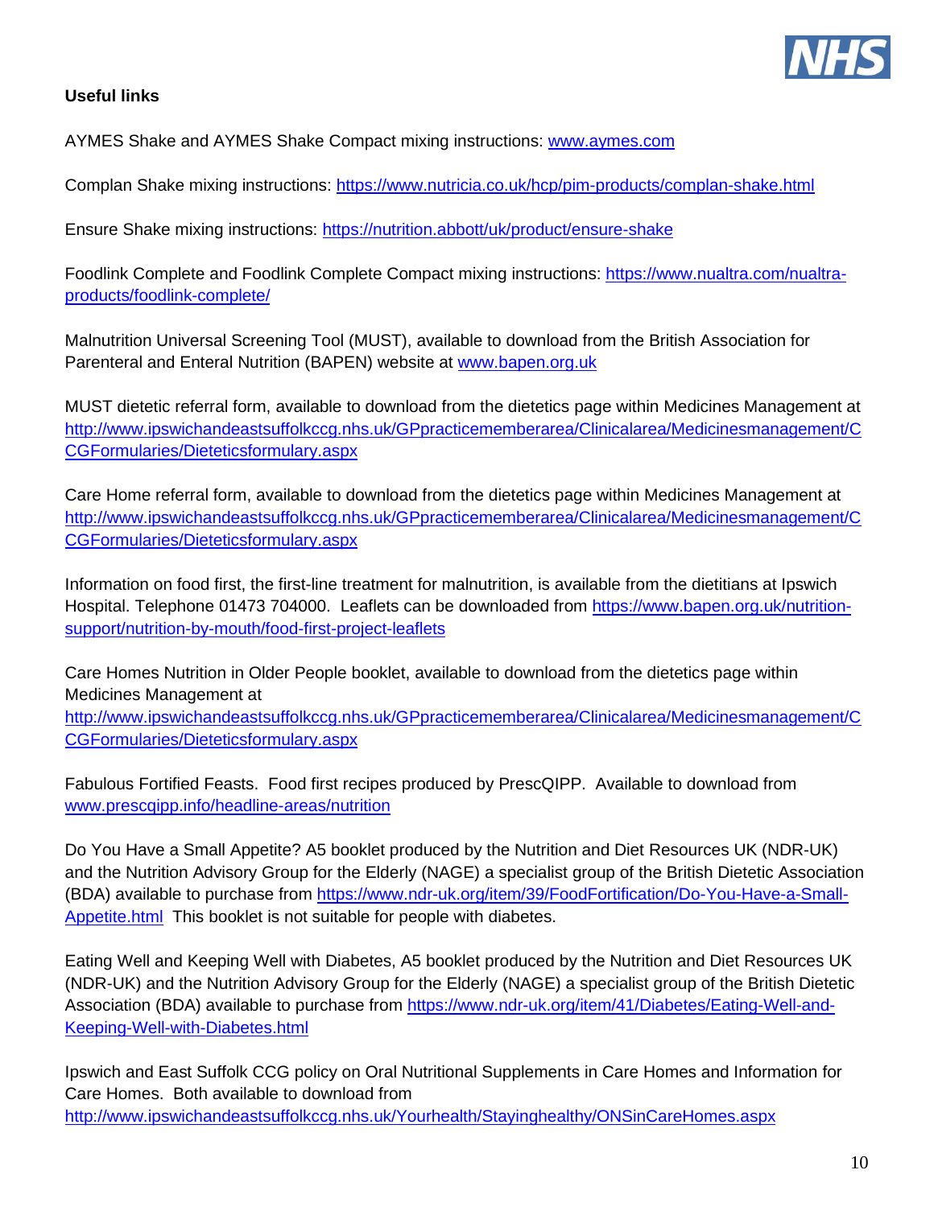**Useful links**

AYMES Shake and AYMES Shake Compact mixing instructions: www.aymes.com

Complan Shake mixing instructions: https://www.nutricia.co.uk/hcp/pim-products/complan-shake.html

Ensure Shake mixing instructions: https://nutrition.abbott/uk/product/ensure-shake

Foodlink Complete and Foodlink Complete Compact mixing instructions: https://www.nualtra.com/nualtra-products/foodlink-complete/

Malnutrition Universal Screening Tool (MUST), available to download from the British Association for Parenteral and Enteral Nutrition (BAPEN) website at www.bapen.org.uk

MUST dietetic referral form, available to download from the dietetics page within Medicines Management at http://www.ipswichandeastsuffolkccg.nhs.uk/GPpracticememberarea/Clinicalarea/Medicinesmanagement/CCGFormularies/Dieteticsformulary.aspx

Care Home referral form, available to download from the dietetics page within Medicines Management at http://www.ipswichandeastsuffolkccg.nhs.uk/GPpracticememberarea/Clinicalarea/Medicinesmanagement/CCGFormularies/Dieteticsformulary.aspx

Information on food first, the first-line treatment for malnutrition, is available from the dietitians at Ipswich Hospital. Telephone 01473 704000. Leaflets can be downloaded from https://www.bapen.org.uk/nutrition-support/nutrition-by-mouth/food-first-project-leaflets

Care Homes Nutrition in Older People booklet, available to download from the dietetics page within Medicines Management at http://www.ipswichandeastsuffolkccg.nhs.uk/GPpracticememberarea/Clinicalarea/Medicinesmanagement/CCGFormularies/Dieteticsformulary.aspx

Fabulous Fortified Feasts. Food first recipes produced by PrescQIPP. Available to download from www.prescqipp.info/headline-areas/nutrition

Do You Have a Small Appetite? A5 booklet produced by the Nutrition and Diet Resources UK (NDR-UK) and the Nutrition Advisory Group for the Elderly (NAGE) a specialist group of the British Dietetic Association (BDA) available to purchase from https://www.ndr-uk.org/item/39/FoodFortification/Do-You-Have-a-Small-Appetite.html This booklet is not suitable for people with diabetes.

Eating Well and Keeping Well with Diabetes, A5 booklet produced by the Nutrition and Diet Resources UK (NDR-UK) and the Nutrition Advisory Group for the Elderly (NAGE) a specialist group of the British Dietetic Association (BDA) available to purchase from https://www.ndr-uk.org/item/41/Diabetes/Eating-Well-and-Keeping-Well-with-Diabetes.html

Ipswich and East Suffolk CCG policy on Oral Nutritional Supplements in Care Homes and Information for Care Homes. Both available to download from http://www.ipswichandeastsuffolkccg.nhs.uk/Yourhealth/Stayinghealthy/ONSinCareHomes.aspx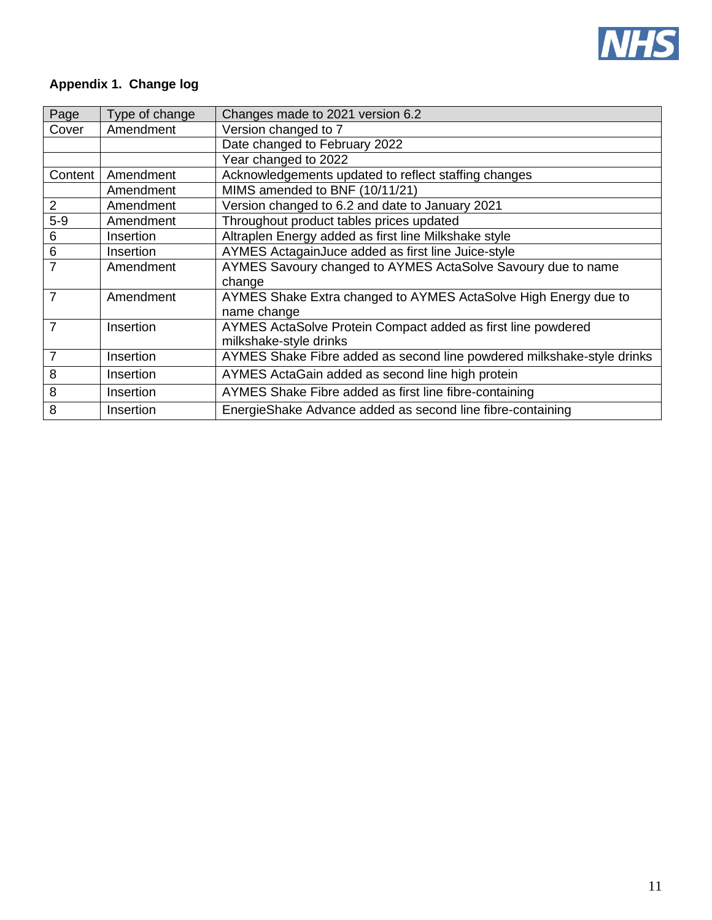**Appendix 1. Change log**

| Page | Type of change | Changes made to 2021 version 6.2 |
|---|---|---|
| Cover | Amendment | Version changed to 7 |
| | | Date changed to February 2022 |
| | | Year changed to 2022 |
| Content | Amendment | Acknowledgements updated to reflect staffing changes |
| | Amendment | MIMS amended to BNF (10/11/21) |
| 2 | Amendment | Version changed to 6.2 and date to January 2021 |
| 5-9 | Amendment | Throughout product tables prices updated |
| 6 | Insertion | Altraplen Energy added as first line Milkshake style |
| 6 | Insertion | AYMES ActagainJuce added as first line Juice-style |
| 7 | Amendment | AYMES Savoury changed to AYMES ActaSolve Savoury due to name change |
| 7 | Amendment | AYMES Shake Extra changed to AYMES ActaSolve High Energy due to name change |
| 7 | Insertion | AYMES ActaSolve Protein Compact added as first line powdered milkshake-style drinks |
| 7 | Insertion | AYMES Shake Fibre added as second line powdered milkshake-style drinks |
| 8 | Insertion | AYMES ActaGain added as second line high protein |
| 8 | Insertion | AYMES Shake Fibre added as first line fibre-containing |
| 8 | Insertion | EnergieShake Advance added as second line fibre-containing |